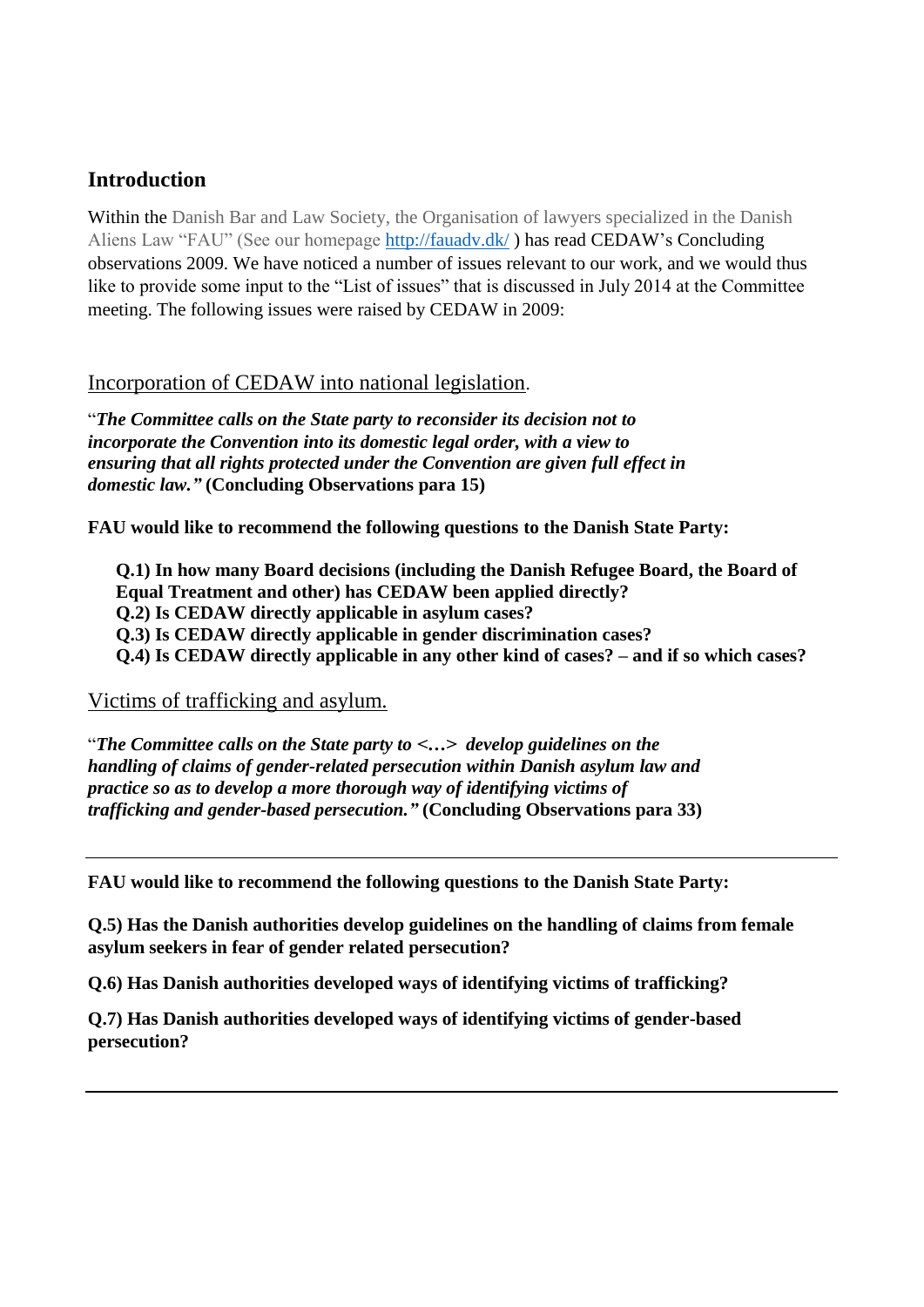## Introduction

Within the Danish Bar and Law Society, the Organisation of lawyers specialized in the Danish Aliens Law "FAU" (See our homepage http://fauadv.dk/ ) has read CEDAW's Concluding observations 2009. We have noticed a number of issues relevant to our work, and we would thus like to provide some input to the "List of issues" that is discussed in July 2014 at the Committee meeting. The following issues were raised by CEDAW in 2009:

### Incorporation of CEDAW into national legislation.

"***The Committee calls on the State party to reconsider its decision not to incorporate the Convention into its domestic legal order, with a view to ensuring that all rights protected under the Convention are given full effect in domestic law."*** **(Concluding Observations para 15)**

**FAU would like to recommend the following questions to the Danish State Party:**

> **Q.1) In how many Board decisions (including the Danish Refugee Board, the Board of Equal Treatment and other) has CEDAW been applied directly?**
> **Q.2) Is CEDAW directly applicable in asylum cases?**
> **Q.3) Is CEDAW directly applicable in gender discrimination cases?**
> **Q.4) Is CEDAW directly applicable in any other kind of cases? – and if so which cases?**

### Victims of trafficking and asylum.

"***The Committee calls on the State party to <…> develop guidelines on the handling of claims of gender-related persecution within Danish asylum law and practice so as to develop a more thorough way of identifying victims of trafficking and gender-based persecution."*** **(Concluding Observations para 33)**

---

**FAU would like to recommend the following questions to the Danish State Party:**

**Q.5) Has the Danish authorities develop guidelines on the handling of claims from female asylum seekers in fear of gender related persecution?**

**Q.6) Has Danish authorities developed ways of identifying victims of trafficking?**

**Q.7) Has Danish authorities developed ways of identifying victims of gender-based persecution?**

---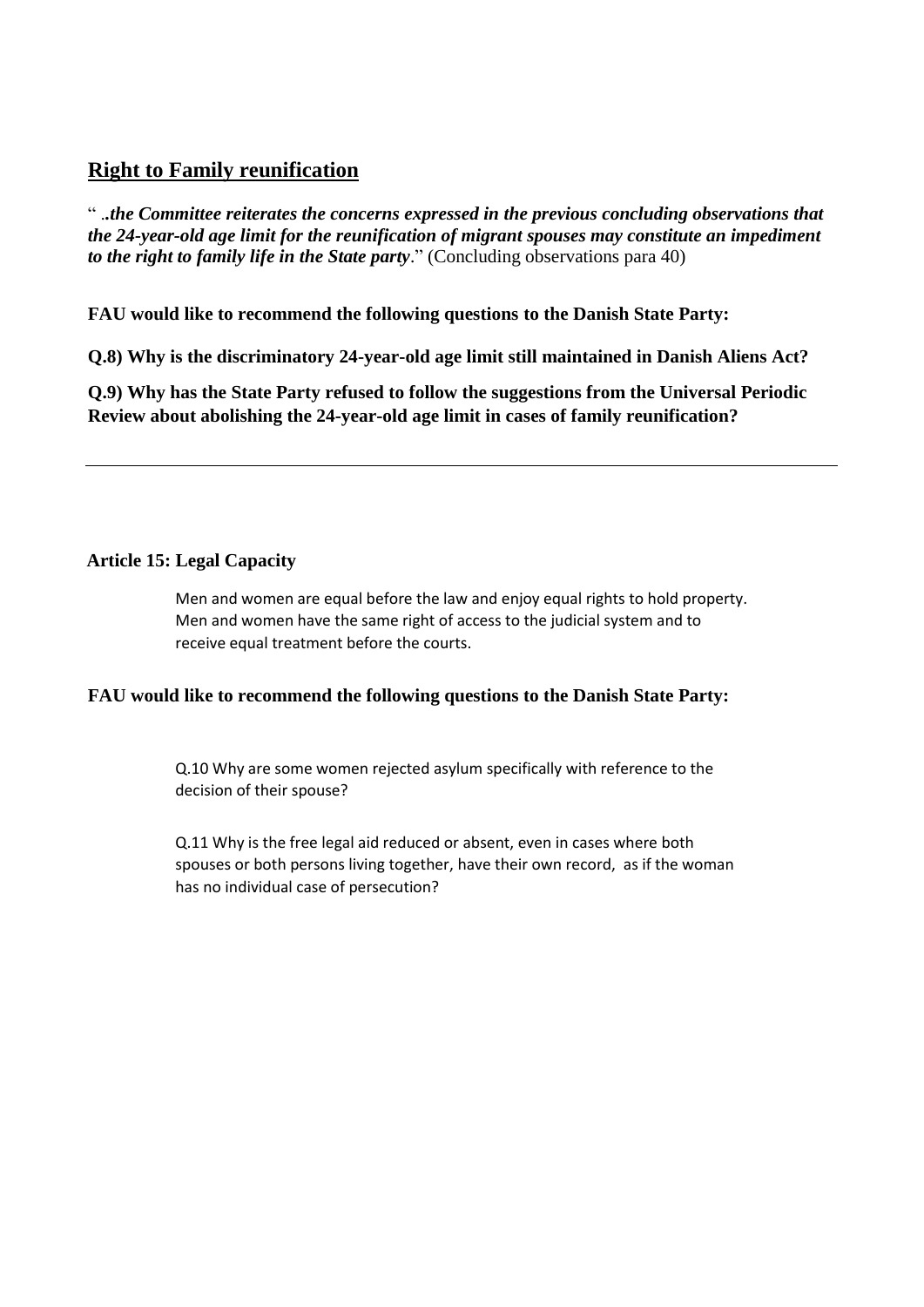## Right to Family reunification

" ..***the Committee reiterates the concerns expressed in the previous concluding observations that the 24-year-old age limit for the reunification of migrant spouses may constitute an impediment to the right to family life in the State party***." (Concluding observations para 40)

**FAU would like to recommend the following questions to the Danish State Party:**

**Q.8) Why is the discriminatory 24-year-old age limit still maintained in Danish Aliens Act?**

**Q.9) Why has the State Party refused to follow the suggestions from the Universal Periodic Review about abolishing the 24-year-old age limit in cases of family reunification?**

---

**Article 15: Legal Capacity**

> Men and women are equal before the law and enjoy equal rights to hold property. Men and women have the same right of access to the judicial system and to receive equal treatment before the courts.

**FAU would like to recommend the following questions to the Danish State Party:**

Q.10 Why are some women rejected asylum specifically with reference to the decision of their spouse?

Q.11 Why is the free legal aid reduced or absent, even in cases where both spouses or both persons living together, have their own record, as if the woman has no individual case of persecution?